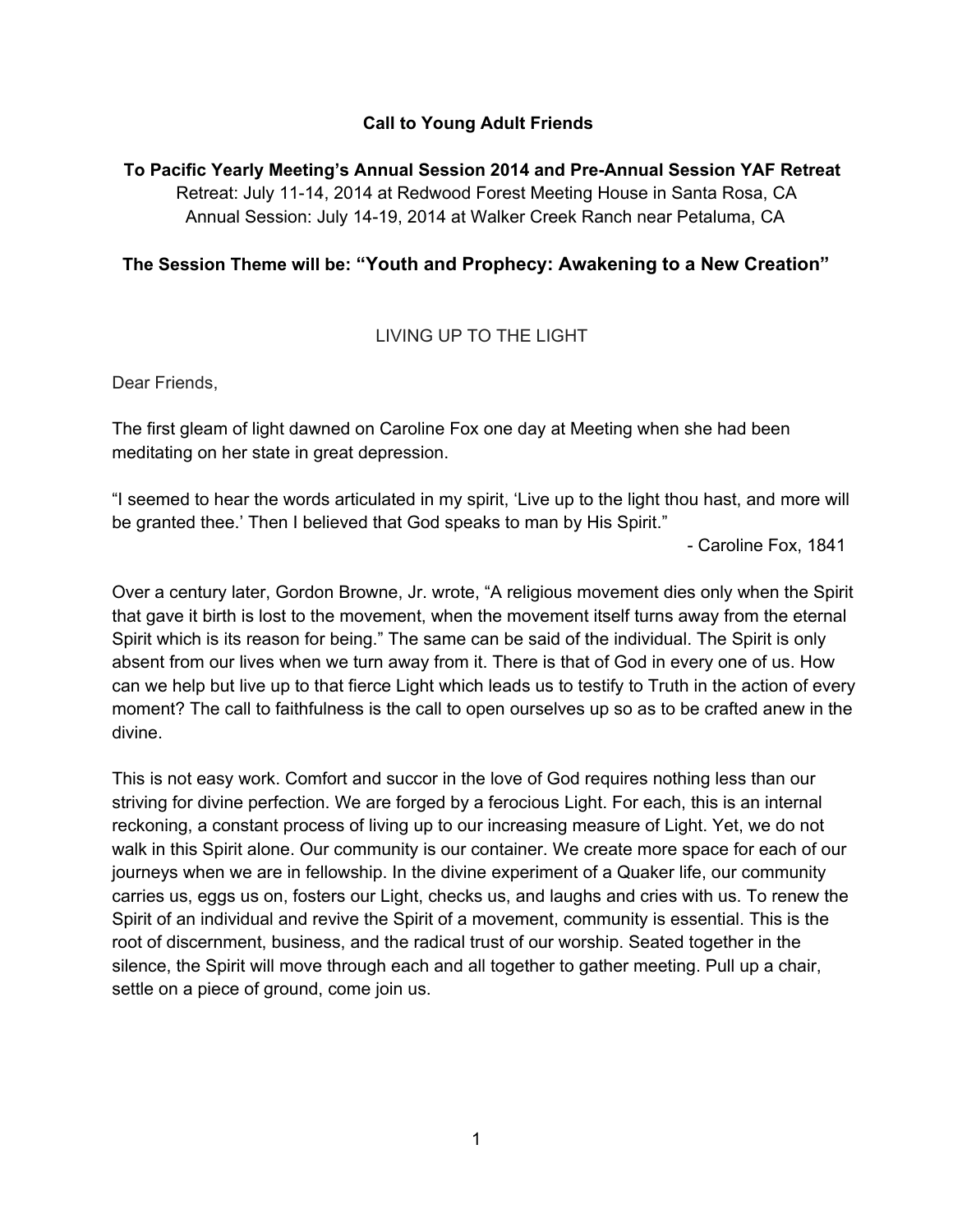# Call to Young Adult Friends

## To Pacific Yearly Meeting's Annual Session 2014 and Pre-Annual Session YAF Retreat

Retreat: July 11-14, 2014 at Redwood Forest Meeting House in Santa Rosa, CA
Annual Session: July 14-19, 2014 at Walker Creek Ranch near Petaluma, CA

## The Session Theme will be: "Youth and Prophecy: Awakening to a New Creation"

LIVING UP TO THE LIGHT

Dear Friends,

The first gleam of light dawned on Caroline Fox one day at Meeting when she had been meditating on her state in great depression.

"I seemed to hear the words articulated in my spirit, 'Live up to the light thou hast, and more will be granted thee.' Then I believed that God speaks to man by His Spirit."

- Caroline Fox, 1841

Over a century later, Gordon Browne, Jr. wrote, "A religious movement dies only when the Spirit that gave it birth is lost to the movement, when the movement itself turns away from the eternal Spirit which is its reason for being." The same can be said of the individual. The Spirit is only absent from our lives when we turn away from it. There is that of God in every one of us. How can we help but live up to that fierce Light which leads us to testify to Truth in the action of every moment? The call to faithfulness is the call to open ourselves up so as to be crafted anew in the divine.

This is not easy work. Comfort and succor in the love of God requires nothing less than our striving for divine perfection. We are forged by a ferocious Light. For each, this is an internal reckoning, a constant process of living up to our increasing measure of Light. Yet, we do not walk in this Spirit alone. Our community is our container. We create more space for each of our journeys when we are in fellowship. In the divine experiment of a Quaker life, our community carries us, eggs us on, fosters our Light, checks us, and laughs and cries with us. To renew the Spirit of an individual and revive the Spirit of a movement, community is essential. This is the root of discernment, business, and the radical trust of our worship. Seated together in the silence, the Spirit will move through each and all together to gather meeting. Pull up a chair, settle on a piece of ground, come join us.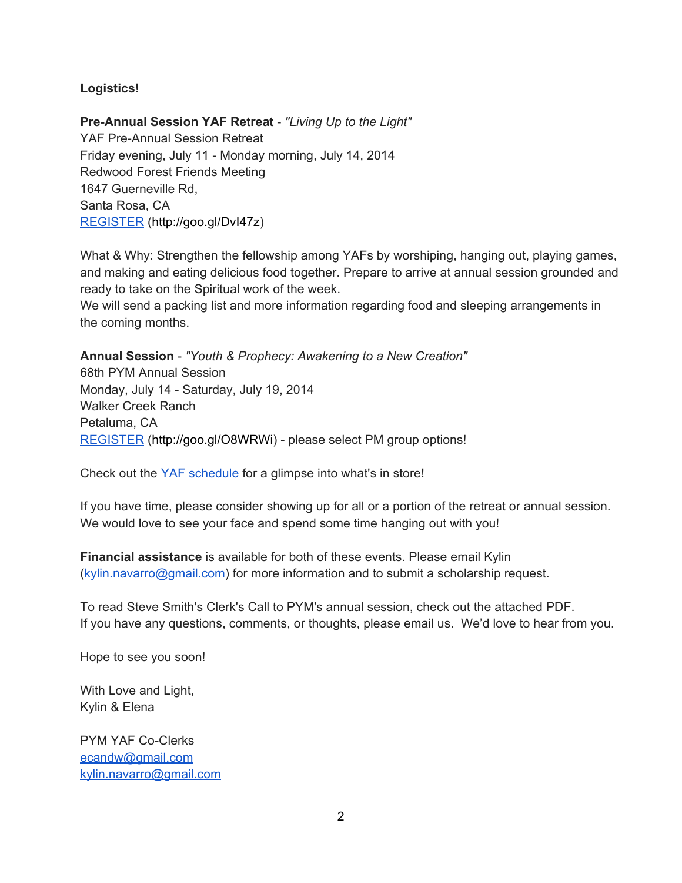**Logistics!**

**Pre-Annual Session YAF Retreat** - *"Living Up to the Light"*
YAF Pre-Annual Session Retreat
Friday evening, July 11 - Monday morning, July 14, 2014
Redwood Forest Friends Meeting
1647 Guerneville Rd,
Santa Rosa, CA
REGISTER (http://goo.gl/DvI47z)

What & Why: Strengthen the fellowship among YAFs by worshiping, hanging out, playing games, and making and eating delicious food together. Prepare to arrive at annual session grounded and ready to take on the Spiritual work of the week.
We will send a packing list and more information regarding food and sleeping arrangements in the coming months.

**Annual Session** - *"Youth & Prophecy: Awakening to a New Creation"*
68th PYM Annual Session
Monday, July 14 - Saturday, July 19, 2014
Walker Creek Ranch
Petaluma, CA
REGISTER (http://goo.gl/O8WRWi) - please select PM group options!

Check out the YAF schedule for a glimpse into what's in store!

If you have time, please consider showing up for all or a portion of the retreat or annual session. We would love to see your face and spend some time hanging out with you!

**Financial assistance** is available for both of these events. Please email Kylin (kylin.navarro@gmail.com) for more information and to submit a scholarship request.

To read Steve Smith's Clerk's Call to PYM's annual session, check out the attached PDF.
If you have any questions, comments, or thoughts, please email us. We'd love to hear from you.

Hope to see you soon!

With Love and Light,
Kylin & Elena

PYM YAF Co-Clerks
ecandw@gmail.com
kylin.navarro@gmail.com